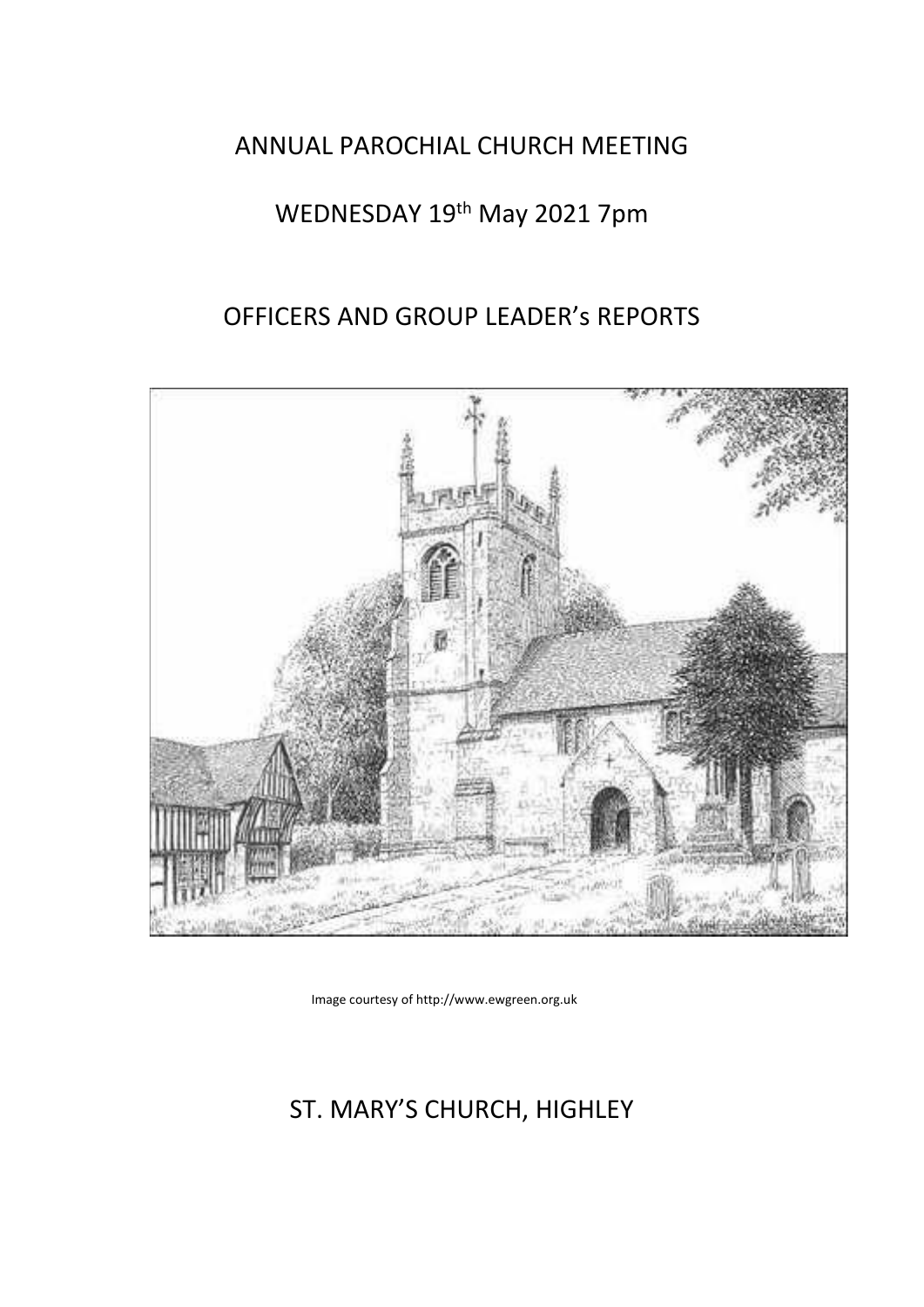# ANNUAL PAROCHIAL CHURCH MEETING

## WEDNESDAY 19th May 2021 7pm

## OFFICERS AND GROUP LEADER's REPORTS

Image courtesy of http://www.ewgreen.org.uk

## ST. MARY'S CHURCH, HIGHLEY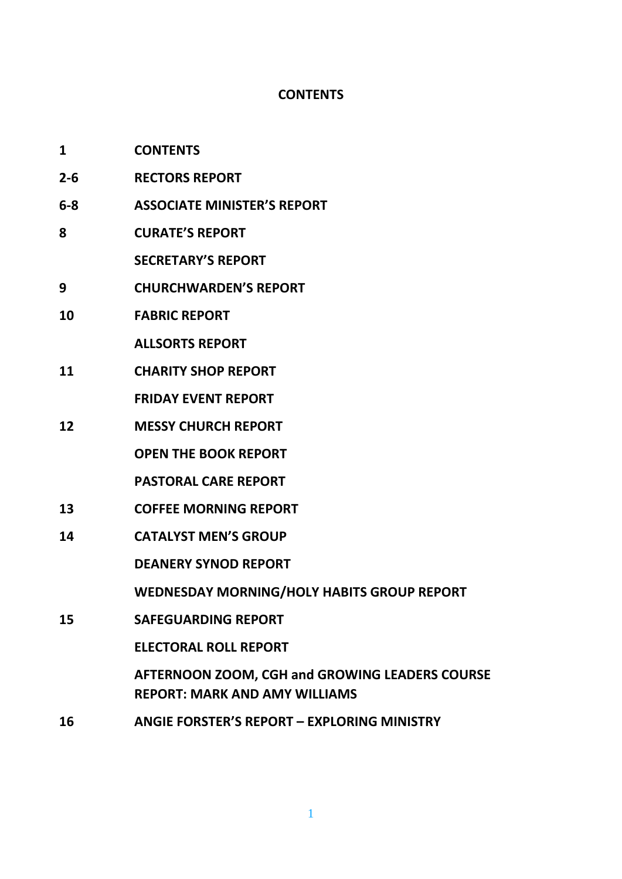# CONTENTS

| | |
|---|---|
| **1** | **CONTENTS** |
| **2-6** | **RECTORS REPORT** |
| **6-8** | **ASSOCIATE MINISTER'S REPORT** |
| **8** | **CURATE'S REPORT** |
| | **SECRETARY'S REPORT** |
| **9** | **CHURCHWARDEN'S REPORT** |
| **10** | **FABRIC REPORT** |
| | **ALLSORTS REPORT** |
| **11** | **CHARITY SHOP REPORT** |
| | **FRIDAY EVENT REPORT** |
| **12** | **MESSY CHURCH REPORT** |
| | **OPEN THE BOOK REPORT** |
| | **PASTORAL CARE REPORT** |
| **13** | **COFFEE MORNING REPORT** |
| **14** | **CATALYST MEN'S GROUP** |
| | **DEANERY SYNOD REPORT** |
| | **WEDNESDAY MORNING/HOLY HABITS GROUP REPORT** |
| **15** | **SAFEGUARDING REPORT** |
| | **ELECTORAL ROLL REPORT** |
| | **AFTERNOON ZOOM, CGH and GROWING LEADERS COURSE REPORT: MARK AND AMY WILLIAMS** |
| **16** | **ANGIE FORSTER'S REPORT – EXPLORING MINISTRY** |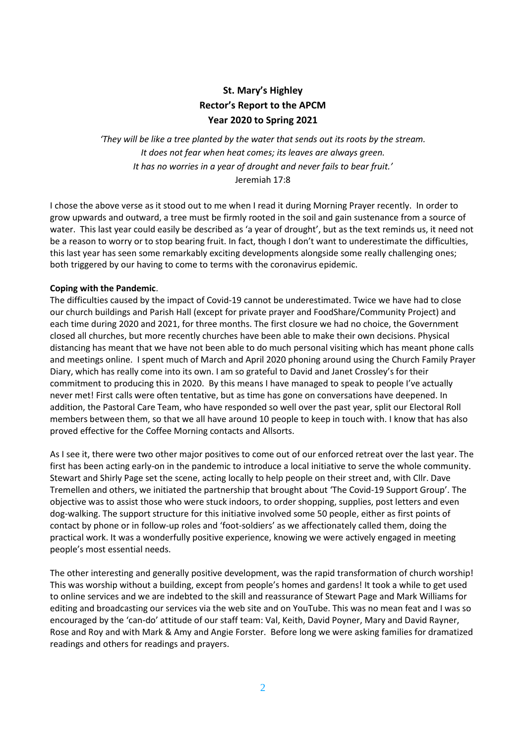**St. Mary's Highley**
**Rector's Report to the APCM**
**Year 2020 to Spring 2021**

*'They will be like a tree planted by the water that sends out its roots by the stream.*
*It does not fear when heat comes; its leaves are always green.*
*It has no worries in a year of drought and never fails to bear fruit.'*
Jeremiah 17:8

I chose the above verse as it stood out to me when I read it during Morning Prayer recently. In order to grow upwards and outward, a tree must be firmly rooted in the soil and gain sustenance from a source of water. This last year could easily be described as 'a year of drought', but as the text reminds us, it need not be a reason to worry or to stop bearing fruit. In fact, though I don't want to underestimate the difficulties, this last year has seen some remarkably exciting developments alongside some really challenging ones; both triggered by our having to come to terms with the coronavirus epidemic.

**Coping with the Pandemic**.
The difficulties caused by the impact of Covid-19 cannot be underestimated. Twice we have had to close our church buildings and Parish Hall (except for private prayer and FoodShare/Community Project) and each time during 2020 and 2021, for three months. The first closure we had no choice, the Government closed all churches, but more recently churches have been able to make their own decisions. Physical distancing has meant that we have not been able to do much personal visiting which has meant phone calls and meetings online. I spent much of March and April 2020 phoning around using the Church Family Prayer Diary, which has really come into its own. I am so grateful to David and Janet Crossley's for their commitment to producing this in 2020. By this means I have managed to speak to people I've actually never met! First calls were often tentative, but as time has gone on conversations have deepened. In addition, the Pastoral Care Team, who have responded so well over the past year, split our Electoral Roll members between them, so that we all have around 10 people to keep in touch with. I know that has also proved effective for the Coffee Morning contacts and Allsorts.

As I see it, there were two other major positives to come out of our enforced retreat over the last year. The first has been acting early-on in the pandemic to introduce a local initiative to serve the whole community. Stewart and Shirly Page set the scene, acting locally to help people on their street and, with Cllr. Dave Tremellen and others, we initiated the partnership that brought about 'The Covid-19 Support Group'. The objective was to assist those who were stuck indoors, to order shopping, supplies, post letters and even dog-walking. The support structure for this initiative involved some 50 people, either as first points of contact by phone or in follow-up roles and 'foot-soldiers' as we affectionately called them, doing the practical work. It was a wonderfully positive experience, knowing we were actively engaged in meeting people's most essential needs.

The other interesting and generally positive development, was the rapid transformation of church worship! This was worship without a building, except from people's homes and gardens! It took a while to get used to online services and we are indebted to the skill and reassurance of Stewart Page and Mark Williams for editing and broadcasting our services via the web site and on YouTube. This was no mean feat and I was so encouraged by the 'can-do' attitude of our staff team: Val, Keith, David Poyner, Mary and David Rayner, Rose and Roy and with Mark & Amy and Angie Forster. Before long we were asking families for dramatized readings and others for readings and prayers.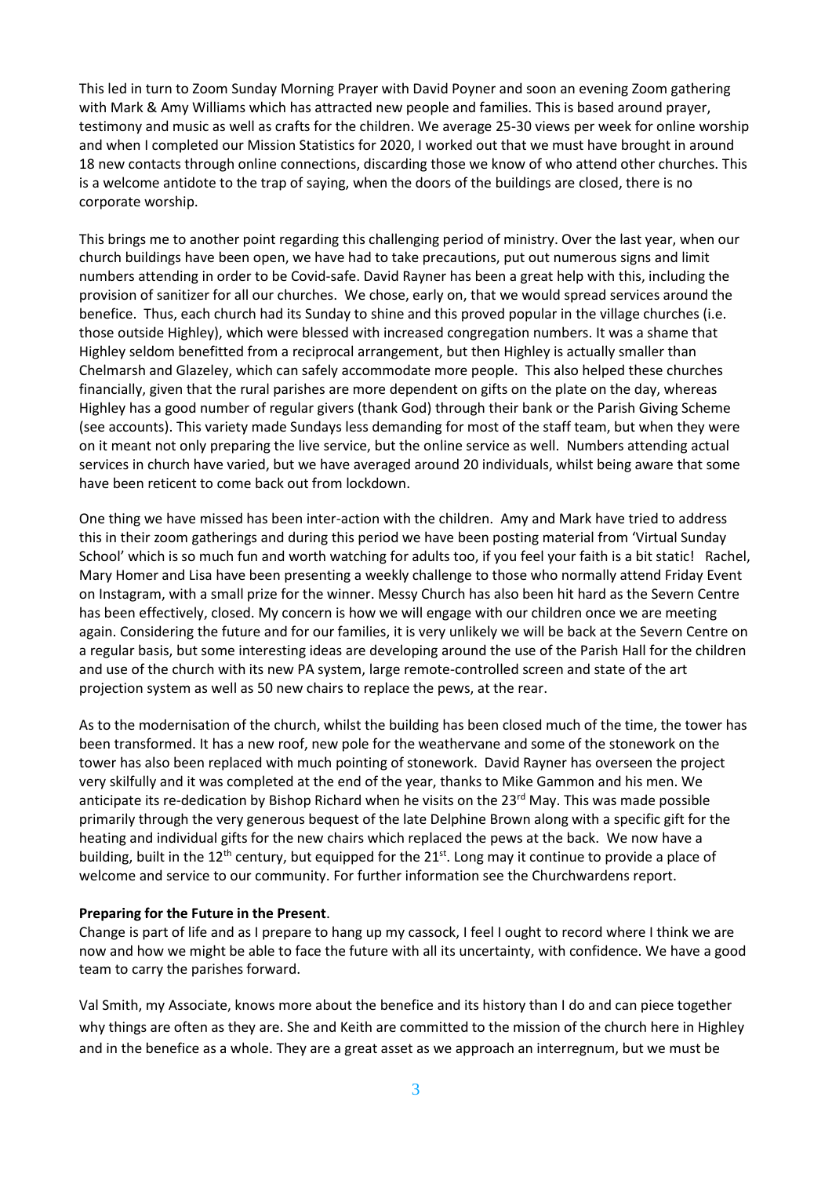This led in turn to Zoom Sunday Morning Prayer with David Poyner and soon an evening Zoom gathering with Mark & Amy Williams which has attracted new people and families. This is based around prayer, testimony and music as well as crafts for the children. We average 25-30 views per week for online worship and when I completed our Mission Statistics for 2020, I worked out that we must have brought in around 18 new contacts through online connections, discarding those we know of who attend other churches. This is a welcome antidote to the trap of saying, when the doors of the buildings are closed, there is no corporate worship.

This brings me to another point regarding this challenging period of ministry. Over the last year, when our church buildings have been open, we have had to take precautions, put out numerous signs and limit numbers attending in order to be Covid-safe. David Rayner has been a great help with this, including the provision of sanitizer for all our churches. We chose, early on, that we would spread services around the benefice. Thus, each church had its Sunday to shine and this proved popular in the village churches (i.e. those outside Highley), which were blessed with increased congregation numbers. It was a shame that Highley seldom benefitted from a reciprocal arrangement, but then Highley is actually smaller than Chelmarsh and Glazeley, which can safely accommodate more people. This also helped these churches financially, given that the rural parishes are more dependent on gifts on the plate on the day, whereas Highley has a good number of regular givers (thank God) through their bank or the Parish Giving Scheme (see accounts). This variety made Sundays less demanding for most of the staff team, but when they were on it meant not only preparing the live service, but the online service as well. Numbers attending actual services in church have varied, but we have averaged around 20 individuals, whilst being aware that some have been reticent to come back out from lockdown.

One thing we have missed has been inter-action with the children. Amy and Mark have tried to address this in their zoom gatherings and during this period we have been posting material from 'Virtual Sunday School' which is so much fun and worth watching for adults too, if you feel your faith is a bit static! Rachel, Mary Homer and Lisa have been presenting a weekly challenge to those who normally attend Friday Event on Instagram, with a small prize for the winner. Messy Church has also been hit hard as the Severn Centre has been effectively, closed. My concern is how we will engage with our children once we are meeting again. Considering the future and for our families, it is very unlikely we will be back at the Severn Centre on a regular basis, but some interesting ideas are developing around the use of the Parish Hall for the children and use of the church with its new PA system, large remote-controlled screen and state of the art projection system as well as 50 new chairs to replace the pews, at the rear.

As to the modernisation of the church, whilst the building has been closed much of the time, the tower has been transformed. It has a new roof, new pole for the weathervane and some of the stonework on the tower has also been replaced with much pointing of stonework. David Rayner has overseen the project very skilfully and it was completed at the end of the year, thanks to Mike Gammon and his men. We anticipate its re-dedication by Bishop Richard when he visits on the 23rd May. This was made possible primarily through the very generous bequest of the late Delphine Brown along with a specific gift for the heating and individual gifts for the new chairs which replaced the pews at the back. We now have a building, built in the 12th century, but equipped for the 21st. Long may it continue to provide a place of welcome and service to our community. For further information see the Churchwardens report.

**Preparing for the Future in the Present**.

Change is part of life and as I prepare to hang up my cassock, I feel I ought to record where I think we are now and how we might be able to face the future with all its uncertainty, with confidence. We have a good team to carry the parishes forward.

Val Smith, my Associate, knows more about the benefice and its history than I do and can piece together why things are often as they are. She and Keith are committed to the mission of the church here in Highley and in the benefice as a whole. They are a great asset as we approach an interregnum, but we must be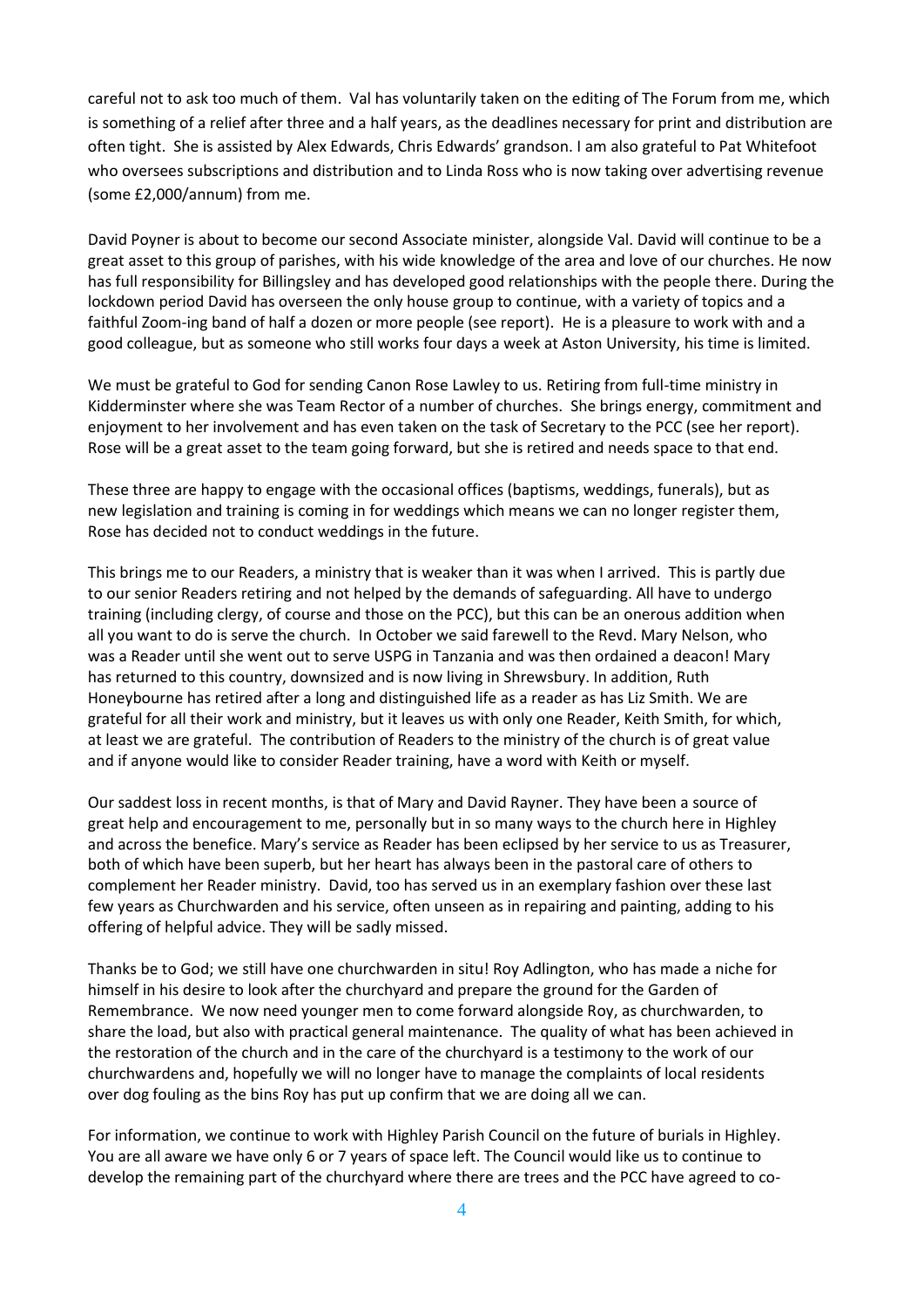careful not to ask too much of them. Val has voluntarily taken on the editing of The Forum from me, which is something of a relief after three and a half years, as the deadlines necessary for print and distribution are often tight. She is assisted by Alex Edwards, Chris Edwards' grandson. I am also grateful to Pat Whitefoot who oversees subscriptions and distribution and to Linda Ross who is now taking over advertising revenue (some £2,000/annum) from me.

David Poyner is about to become our second Associate minister, alongside Val. David will continue to be a great asset to this group of parishes, with his wide knowledge of the area and love of our churches. He now has full responsibility for Billingsley and has developed good relationships with the people there. During the lockdown period David has overseen the only house group to continue, with a variety of topics and a faithful Zoom-ing band of half a dozen or more people (see report). He is a pleasure to work with and a good colleague, but as someone who still works four days a week at Aston University, his time is limited.

We must be grateful to God for sending Canon Rose Lawley to us. Retiring from full-time ministry in Kidderminster where she was Team Rector of a number of churches. She brings energy, commitment and enjoyment to her involvement and has even taken on the task of Secretary to the PCC (see her report). Rose will be a great asset to the team going forward, but she is retired and needs space to that end.

These three are happy to engage with the occasional offices (baptisms, weddings, funerals), but as new legislation and training is coming in for weddings which means we can no longer register them, Rose has decided not to conduct weddings in the future.

This brings me to our Readers, a ministry that is weaker than it was when I arrived. This is partly due to our senior Readers retiring and not helped by the demands of safeguarding. All have to undergo training (including clergy, of course and those on the PCC), but this can be an onerous addition when all you want to do is serve the church. In October we said farewell to the Revd. Mary Nelson, who was a Reader until she went out to serve USPG in Tanzania and was then ordained a deacon! Mary has returned to this country, downsized and is now living in Shrewsbury. In addition, Ruth Honeybourne has retired after a long and distinguished life as a reader as has Liz Smith. We are grateful for all their work and ministry, but it leaves us with only one Reader, Keith Smith, for which, at least we are grateful. The contribution of Readers to the ministry of the church is of great value and if anyone would like to consider Reader training, have a word with Keith or myself.

Our saddest loss in recent months, is that of Mary and David Rayner. They have been a source of great help and encouragement to me, personally but in so many ways to the church here in Highley and across the benefice. Mary's service as Reader has been eclipsed by her service to us as Treasurer, both of which have been superb, but her heart has always been in the pastoral care of others to complement her Reader ministry. David, too has served us in an exemplary fashion over these last few years as Churchwarden and his service, often unseen as in repairing and painting, adding to his offering of helpful advice. They will be sadly missed.

Thanks be to God; we still have one churchwarden in situ! Roy Adlington, who has made a niche for himself in his desire to look after the churchyard and prepare the ground for the Garden of Remembrance. We now need younger men to come forward alongside Roy, as churchwarden, to share the load, but also with practical general maintenance. The quality of what has been achieved in the restoration of the church and in the care of the churchyard is a testimony to the work of our churchwardens and, hopefully we will no longer have to manage the complaints of local residents over dog fouling as the bins Roy has put up confirm that we are doing all we can.

For information, we continue to work with Highley Parish Council on the future of burials in Highley. You are all aware we have only 6 or 7 years of space left. The Council would like us to continue to develop the remaining part of the churchyard where there are trees and the PCC have agreed to co-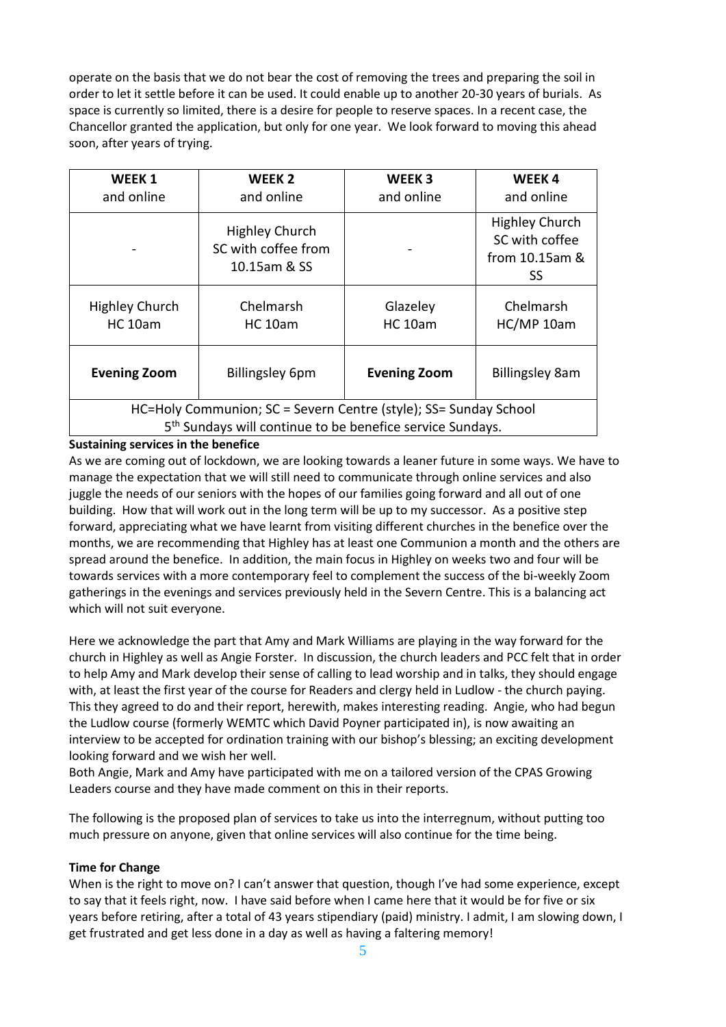operate on the basis that we do not bear the cost of removing the trees and preparing the soil in order to let it settle before it can be used. It could enable up to another 20-30 years of burials. As space is currently so limited, there is a desire for people to reserve spaces. In a recent case, the Chancellor granted the application, but only for one year. We look forward to moving this ahead soon, after years of trying.

| **WEEK 1** and online | **WEEK 2** and online | **WEEK 3** and online | **WEEK 4** and online |
|---|---|---|---|
| - | Highley Church SC with coffee from 10.15am & SS | - | Highley Church SC with coffee from 10.15am & SS |
| Highley Church HC 10am | Chelmarsh HC 10am | Glazeley HC 10am | Chelmarsh HC/MP 10am |
| **Evening Zoom** | Billingsley 6pm | **Evening Zoom** | Billingsley 8am |
| HC=Holy Communion; SC = Severn Centre (style); SS= Sunday School 5th Sundays will continue to be benefice service Sundays. | | | |

**Sustaining services in the benefice**

As we are coming out of lockdown, we are looking towards a leaner future in some ways. We have to manage the expectation that we will still need to communicate through online services and also juggle the needs of our seniors with the hopes of our families going forward and all out of one building. How that will work out in the long term will be up to my successor. As a positive step forward, appreciating what we have learnt from visiting different churches in the benefice over the months, we are recommending that Highley has at least one Communion a month and the others are spread around the benefice. In addition, the main focus in Highley on weeks two and four will be towards services with a more contemporary feel to complement the success of the bi-weekly Zoom gatherings in the evenings and services previously held in the Severn Centre. This is a balancing act which will not suit everyone.

Here we acknowledge the part that Amy and Mark Williams are playing in the way forward for the church in Highley as well as Angie Forster. In discussion, the church leaders and PCC felt that in order to help Amy and Mark develop their sense of calling to lead worship and in talks, they should engage with, at least the first year of the course for Readers and clergy held in Ludlow - the church paying. This they agreed to do and their report, herewith, makes interesting reading. Angie, who had begun the Ludlow course (formerly WEMTC which David Poyner participated in), is now awaiting an interview to be accepted for ordination training with our bishop's blessing; an exciting development looking forward and we wish her well.

Both Angie, Mark and Amy have participated with me on a tailored version of the CPAS Growing Leaders course and they have made comment on this in their reports.

The following is the proposed plan of services to take us into the interregnum, without putting too much pressure on anyone, given that online services will also continue for the time being.

**Time for Change**

When is the right to move on? I can't answer that question, though I've had some experience, except to say that it feels right, now. I have said before when I came here that it would be for five or six years before retiring, after a total of 43 years stipendiary (paid) ministry. I admit, I am slowing down, I get frustrated and get less done in a day as well as having a faltering memory!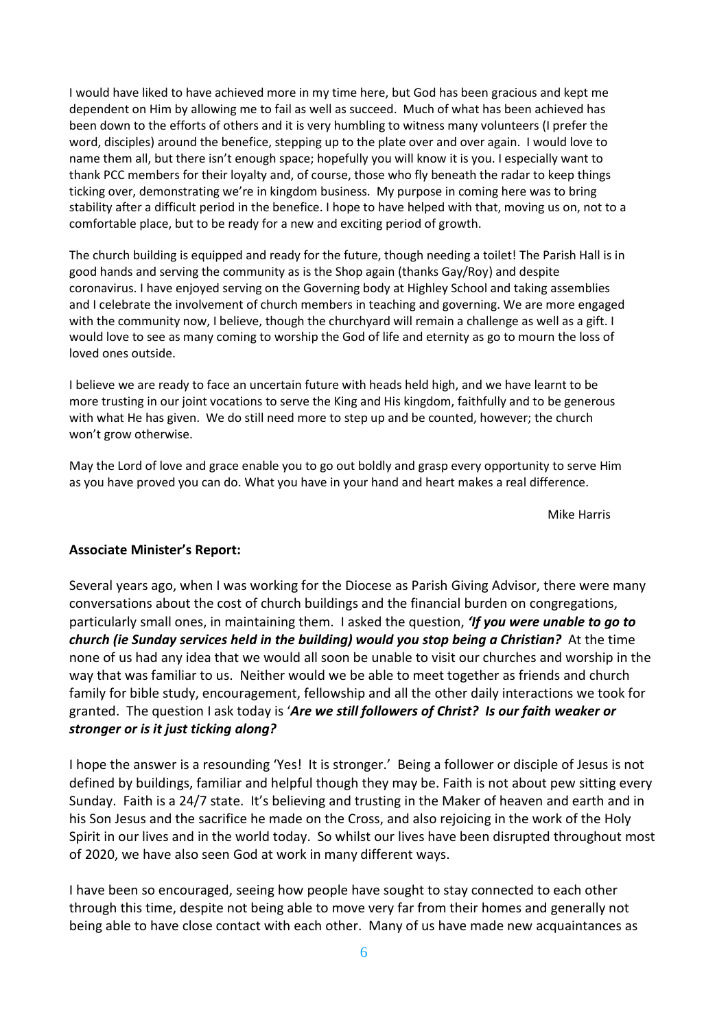I would have liked to have achieved more in my time here, but God has been gracious and kept me dependent on Him by allowing me to fail as well as succeed. Much of what has been achieved has been down to the efforts of others and it is very humbling to witness many volunteers (I prefer the word, disciples) around the benefice, stepping up to the plate over and over again. I would love to name them all, but there isn't enough space; hopefully you will know it is you. I especially want to thank PCC members for their loyalty and, of course, those who fly beneath the radar to keep things ticking over, demonstrating we're in kingdom business. My purpose in coming here was to bring stability after a difficult period in the benefice. I hope to have helped with that, moving us on, not to a comfortable place, but to be ready for a new and exciting period of growth.

The church building is equipped and ready for the future, though needing a toilet! The Parish Hall is in good hands and serving the community as is the Shop again (thanks Gay/Roy) and despite coronavirus. I have enjoyed serving on the Governing body at Highley School and taking assemblies and I celebrate the involvement of church members in teaching and governing. We are more engaged with the community now, I believe, though the churchyard will remain a challenge as well as a gift. I would love to see as many coming to worship the God of life and eternity as go to mourn the loss of loved ones outside.

I believe we are ready to face an uncertain future with heads held high, and we have learnt to be more trusting in our joint vocations to serve the King and His kingdom, faithfully and to be generous with what He has given. We do still need more to step up and be counted, however; the church won't grow otherwise.

May the Lord of love and grace enable you to go out boldly and grasp every opportunity to serve Him as you have proved you can do. What you have in your hand and heart makes a real difference.

Mike Harris

**Associate Minister's Report:**

Several years ago, when I was working for the Diocese as Parish Giving Advisor, there were many conversations about the cost of church buildings and the financial burden on congregations, particularly small ones, in maintaining them. I asked the question, ***'If you were unable to go to church (ie Sunday services held in the building) would you stop being a Christian?*** At the time none of us had any idea that we would all soon be unable to visit our churches and worship in the way that was familiar to us. Neither would we be able to meet together as friends and church family for bible study, encouragement, fellowship and all the other daily interactions we took for granted. The question I ask today is '***Are we still followers of Christ? Is our faith weaker or stronger or is it just ticking along?***

I hope the answer is a resounding 'Yes! It is stronger.' Being a follower or disciple of Jesus is not defined by buildings, familiar and helpful though they may be. Faith is not about pew sitting every Sunday. Faith is a 24/7 state. It's believing and trusting in the Maker of heaven and earth and in his Son Jesus and the sacrifice he made on the Cross, and also rejoicing in the work of the Holy Spirit in our lives and in the world today. So whilst our lives have been disrupted throughout most of 2020, we have also seen God at work in many different ways.

I have been so encouraged, seeing how people have sought to stay connected to each other through this time, despite not being able to move very far from their homes and generally not being able to have close contact with each other. Many of us have made new acquaintances as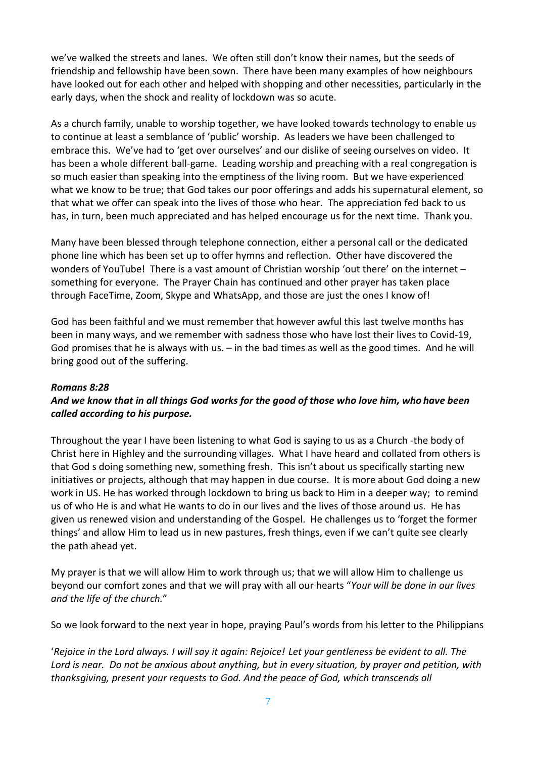we've walked the streets and lanes. We often still don't know their names, but the seeds of friendship and fellowship have been sown. There have been many examples of how neighbours have looked out for each other and helped with shopping and other necessities, particularly in the early days, when the shock and reality of lockdown was so acute.

As a church family, unable to worship together, we have looked towards technology to enable us to continue at least a semblance of 'public' worship. As leaders we have been challenged to embrace this. We've had to 'get over ourselves' and our dislike of seeing ourselves on video. It has been a whole different ball-game. Leading worship and preaching with a real congregation is so much easier than speaking into the emptiness of the living room. But we have experienced what we know to be true; that God takes our poor offerings and adds his supernatural element, so that what we offer can speak into the lives of those who hear. The appreciation fed back to us has, in turn, been much appreciated and has helped encourage us for the next time. Thank you.

Many have been blessed through telephone connection, either a personal call or the dedicated phone line which has been set up to offer hymns and reflection. Other have discovered the wonders of YouTube! There is a vast amount of Christian worship 'out there' on the internet – something for everyone. The Prayer Chain has continued and other prayer has taken place through FaceTime, Zoom, Skype and WhatsApp, and those are just the ones I know of!

God has been faithful and we must remember that however awful this last twelve months has been in many ways, and we remember with sadness those who have lost their lives to Covid-19, God promises that he is always with us. – in the bad times as well as the good times. And he will bring good out of the suffering.

***Romans 8:28***
***And we know that in all things God works for the good of those who love him, who have been called according to his purpose.***

Throughout the year I have been listening to what God is saying to us as a Church -the body of Christ here in Highley and the surrounding villages. What I have heard and collated from others is that God s doing something new, something fresh. This isn't about us specifically starting new initiatives or projects, although that may happen in due course. It is more about God doing a new work in US. He has worked through lockdown to bring us back to Him in a deeper way; to remind us of who He is and what He wants to do in our lives and the lives of those around us. He has given us renewed vision and understanding of the Gospel. He challenges us to 'forget the former things' and allow Him to lead us in new pastures, fresh things, even if we can't quite see clearly the path ahead yet.

My prayer is that we will allow Him to work through us; that we will allow Him to challenge us beyond our comfort zones and that we will pray with all our hearts "*Your will be done in our lives and the life of the church.*"

So we look forward to the next year in hope, praying Paul's words from his letter to the Philippians

'*Rejoice in the Lord always. I will say it again: Rejoice! Let your gentleness be evident to all. The Lord is near. Do not be anxious about anything, but in every situation, by prayer and petition, with thanksgiving, present your requests to God. And the peace of God, which transcends all*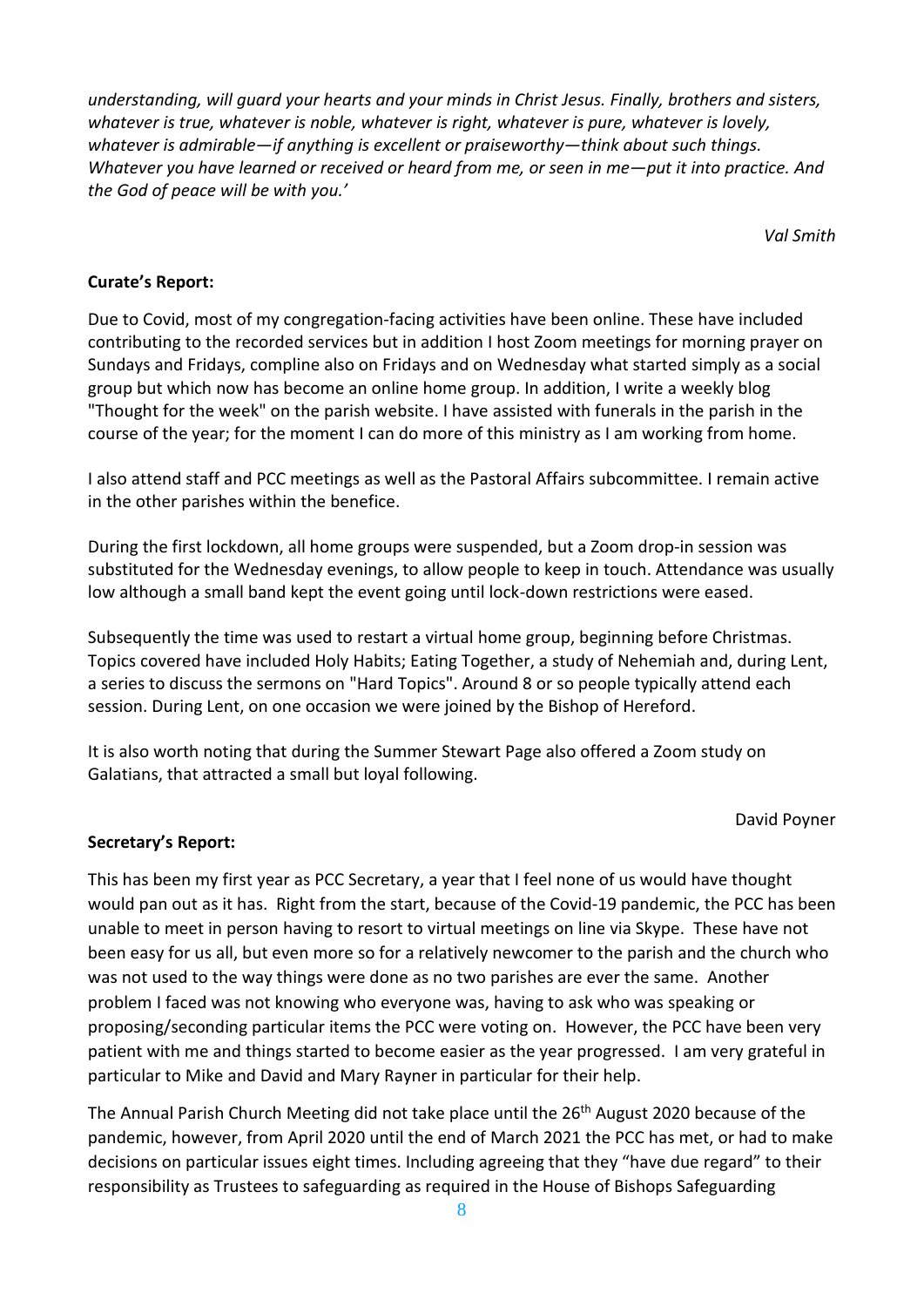*understanding, will guard your hearts and your minds in Christ Jesus. Finally, brothers and sisters, whatever is true, whatever is noble, whatever is right, whatever is pure, whatever is lovely, whatever is admirable—if anything is excellent or praiseworthy—think about such things. Whatever you have learned or received or heard from me, or seen in me—put it into practice. And the God of peace will be with you.'*

*Val Smith*

**Curate's Report:**

Due to Covid, most of my congregation-facing activities have been online. These have included contributing to the recorded services but in addition I host Zoom meetings for morning prayer on Sundays and Fridays, compline also on Fridays and on Wednesday what started simply as a social group but which now has become an online home group. In addition, I write a weekly blog "Thought for the week" on the parish website. I have assisted with funerals in the parish in the course of the year; for the moment I can do more of this ministry as I am working from home.

I also attend staff and PCC meetings as well as the Pastoral Affairs subcommittee. I remain active in the other parishes within the benefice.

During the first lockdown, all home groups were suspended, but a Zoom drop-in session was substituted for the Wednesday evenings, to allow people to keep in touch. Attendance was usually low although a small band kept the event going until lock-down restrictions were eased.

Subsequently the time was used to restart a virtual home group, beginning before Christmas. Topics covered have included Holy Habits; Eating Together, a study of Nehemiah and, during Lent, a series to discuss the sermons on "Hard Topics". Around 8 or so people typically attend each session. During Lent, on one occasion we were joined by the Bishop of Hereford.

It is also worth noting that during the Summer Stewart Page also offered a Zoom study on Galatians, that attracted a small but loyal following.

David Poyner

**Secretary's Report:**

This has been my first year as PCC Secretary, a year that I feel none of us would have thought would pan out as it has. Right from the start, because of the Covid-19 pandemic, the PCC has been unable to meet in person having to resort to virtual meetings on line via Skype. These have not been easy for us all, but even more so for a relatively newcomer to the parish and the church who was not used to the way things were done as no two parishes are ever the same. Another problem I faced was not knowing who everyone was, having to ask who was speaking or proposing/seconding particular items the PCC were voting on. However, the PCC have been very patient with me and things started to become easier as the year progressed. I am very grateful in particular to Mike and David and Mary Rayner in particular for their help.

The Annual Parish Church Meeting did not take place until the 26th August 2020 because of the pandemic, however, from April 2020 until the end of March 2021 the PCC has met, or had to make decisions on particular issues eight times. Including agreeing that they "have due regard" to their responsibility as Trustees to safeguarding as required in the House of Bishops Safeguarding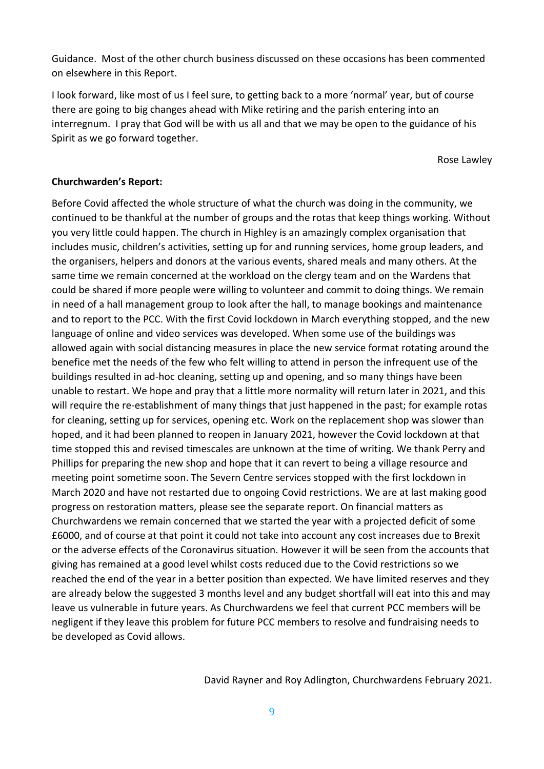Guidance. Most of the other church business discussed on these occasions has been commented on elsewhere in this Report.

I look forward, like most of us I feel sure, to getting back to a more 'normal' year, but of course there are going to big changes ahead with Mike retiring and the parish entering into an interregnum. I pray that God will be with us all and that we may be open to the guidance of his Spirit as we go forward together.

Rose Lawley

**Churchwarden's Report:**

Before Covid affected the whole structure of what the church was doing in the community, we continued to be thankful at the number of groups and the rotas that keep things working. Without you very little could happen. The church in Highley is an amazingly complex organisation that includes music, children's activities, setting up for and running services, home group leaders, and the organisers, helpers and donors at the various events, shared meals and many others. At the same time we remain concerned at the workload on the clergy team and on the Wardens that could be shared if more people were willing to volunteer and commit to doing things. We remain in need of a hall management group to look after the hall, to manage bookings and maintenance and to report to the PCC. With the first Covid lockdown in March everything stopped, and the new language of online and video services was developed. When some use of the buildings was allowed again with social distancing measures in place the new service format rotating around the benefice met the needs of the few who felt willing to attend in person the infrequent use of the buildings resulted in ad-hoc cleaning, setting up and opening, and so many things have been unable to restart. We hope and pray that a little more normality will return later in 2021, and this will require the re-establishment of many things that just happened in the past; for example rotas for cleaning, setting up for services, opening etc. Work on the replacement shop was slower than hoped, and it had been planned to reopen in January 2021, however the Covid lockdown at that time stopped this and revised timescales are unknown at the time of writing. We thank Perry and Phillips for preparing the new shop and hope that it can revert to being a village resource and meeting point sometime soon. The Severn Centre services stopped with the first lockdown in March 2020 and have not restarted due to ongoing Covid restrictions. We are at last making good progress on restoration matters, please see the separate report. On financial matters as Churchwardens we remain concerned that we started the year with a projected deficit of some £6000, and of course at that point it could not take into account any cost increases due to Brexit or the adverse effects of the Coronavirus situation. However it will be seen from the accounts that giving has remained at a good level whilst costs reduced due to the Covid restrictions so we reached the end of the year in a better position than expected. We have limited reserves and they are already below the suggested 3 months level and any budget shortfall will eat into this and may leave us vulnerable in future years. As Churchwardens we feel that current PCC members will be negligent if they leave this problem for future PCC members to resolve and fundraising needs to be developed as Covid allows.

David Rayner and Roy Adlington, Churchwardens February 2021.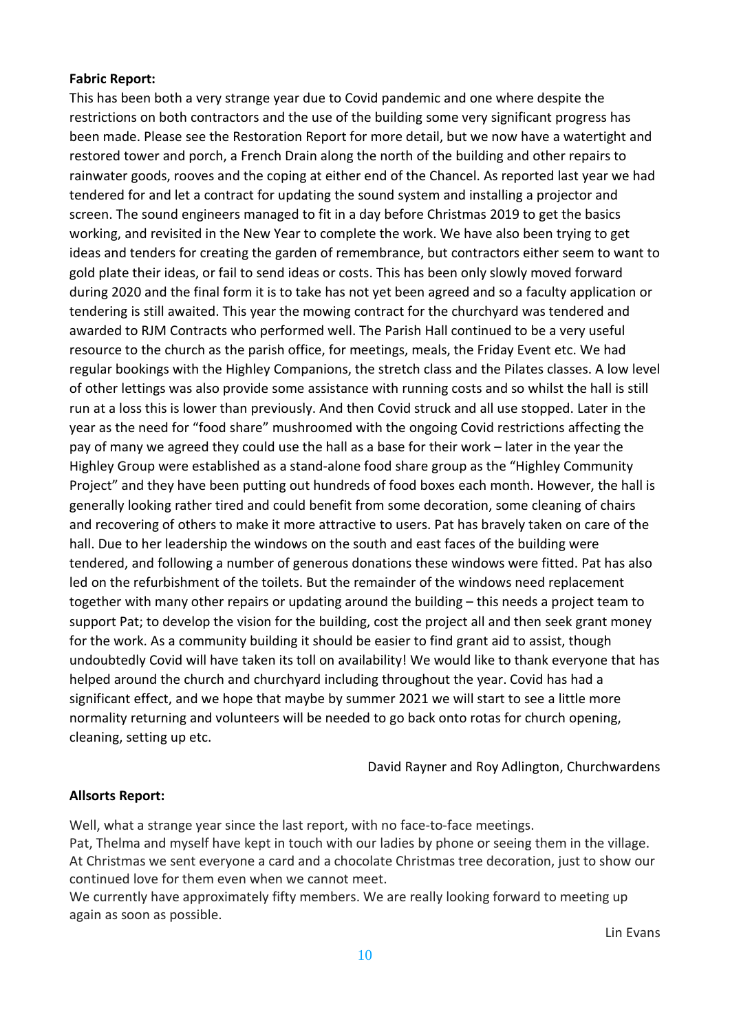**Fabric Report:**

This has been both a very strange year due to Covid pandemic and one where despite the restrictions on both contractors and the use of the building some very significant progress has been made. Please see the Restoration Report for more detail, but we now have a watertight and restored tower and porch, a French Drain along the north of the building and other repairs to rainwater goods, rooves and the coping at either end of the Chancel. As reported last year we had tendered for and let a contract for updating the sound system and installing a projector and screen. The sound engineers managed to fit in a day before Christmas 2019 to get the basics working, and revisited in the New Year to complete the work. We have also been trying to get ideas and tenders for creating the garden of remembrance, but contractors either seem to want to gold plate their ideas, or fail to send ideas or costs. This has been only slowly moved forward during 2020 and the final form it is to take has not yet been agreed and so a faculty application or tendering is still awaited. This year the mowing contract for the churchyard was tendered and awarded to RJM Contracts who performed well. The Parish Hall continued to be a very useful resource to the church as the parish office, for meetings, meals, the Friday Event etc. We had regular bookings with the Highley Companions, the stretch class and the Pilates classes. A low level of other lettings was also provide some assistance with running costs and so whilst the hall is still run at a loss this is lower than previously. And then Covid struck and all use stopped. Later in the year as the need for "food share" mushroomed with the ongoing Covid restrictions affecting the pay of many we agreed they could use the hall as a base for their work – later in the year the Highley Group were established as a stand-alone food share group as the "Highley Community Project" and they have been putting out hundreds of food boxes each month. However, the hall is generally looking rather tired and could benefit from some decoration, some cleaning of chairs and recovering of others to make it more attractive to users. Pat has bravely taken on care of the hall. Due to her leadership the windows on the south and east faces of the building were tendered, and following a number of generous donations these windows were fitted. Pat has also led on the refurbishment of the toilets. But the remainder of the windows need replacement together with many other repairs or updating around the building – this needs a project team to support Pat; to develop the vision for the building, cost the project all and then seek grant money for the work. As a community building it should be easier to find grant aid to assist, though undoubtedly Covid will have taken its toll on availability! We would like to thank everyone that has helped around the church and churchyard including throughout the year. Covid has had a significant effect, and we hope that maybe by summer 2021 we will start to see a little more normality returning and volunteers will be needed to go back onto rotas for church opening, cleaning, setting up etc.

David Rayner and Roy Adlington, Churchwardens

**Allsorts Report:**

Well, what a strange year since the last report, with no face-to-face meetings.

Pat, Thelma and myself have kept in touch with our ladies by phone or seeing them in the village. At Christmas we sent everyone a card and a chocolate Christmas tree decoration, just to show our continued love for them even when we cannot meet.

We currently have approximately fifty members. We are really looking forward to meeting up again as soon as possible.

Lin Evans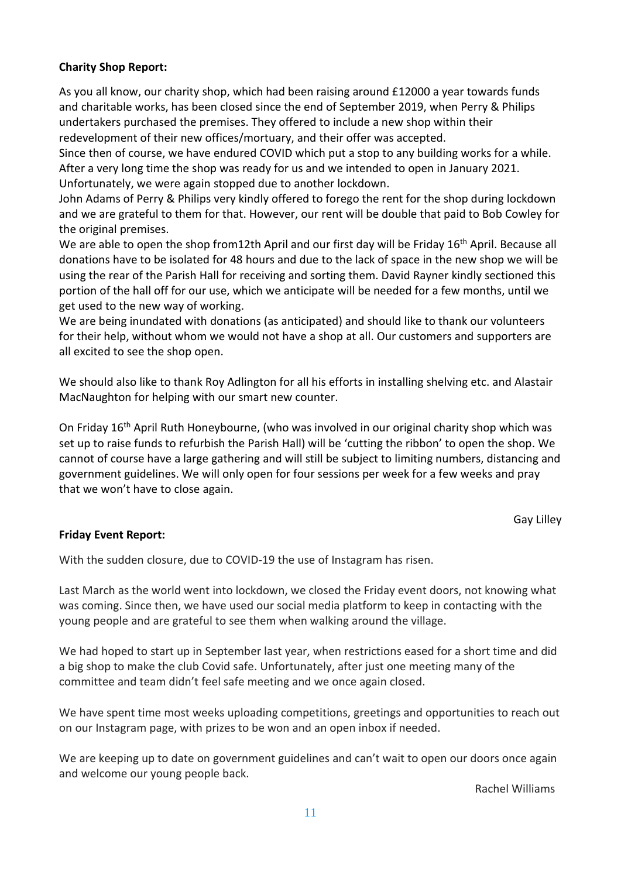**Charity Shop Report:**

As you all know, our charity shop, which had been raising around £12000 a year towards funds and charitable works, has been closed since the end of September 2019, when Perry & Philips undertakers purchased the premises. They offered to include a new shop within their redevelopment of their new offices/mortuary, and their offer was accepted.
Since then of course, we have endured COVID which put a stop to any building works for a while. After a very long time the shop was ready for us and we intended to open in January 2021. Unfortunately, we were again stopped due to another lockdown.
John Adams of Perry & Philips very kindly offered to forego the rent for the shop during lockdown and we are grateful to them for that. However, our rent will be double that paid to Bob Cowley for the original premises.
We are able to open the shop from12th April and our first day will be Friday 16th April. Because all donations have to be isolated for 48 hours and due to the lack of space in the new shop we will be using the rear of the Parish Hall for receiving and sorting them. David Rayner kindly sectioned this portion of the hall off for our use, which we anticipate will be needed for a few months, until we get used to the new way of working.
We are being inundated with donations (as anticipated) and should like to thank our volunteers for their help, without whom we would not have a shop at all. Our customers and supporters are all excited to see the shop open.

We should also like to thank Roy Adlington for all his efforts in installing shelving etc. and Alastair MacNaughton for helping with our smart new counter.

On Friday 16th April Ruth Honeybourne, (who was involved in our original charity shop which was set up to raise funds to refurbish the Parish Hall) will be 'cutting the ribbon' to open the shop. We cannot of course have a large gathering and will still be subject to limiting numbers, distancing and government guidelines. We will only open for four sessions per week for a few weeks and pray that we won't have to close again.

Gay Lilley

**Friday Event Report:**

With the sudden closure, due to COVID-19 the use of Instagram has risen.

Last March as the world went into lockdown, we closed the Friday event doors, not knowing what was coming. Since then, we have used our social media platform to keep in contacting with the young people and are grateful to see them when walking around the village.

We had hoped to start up in September last year, when restrictions eased for a short time and did a big shop to make the club Covid safe. Unfortunately, after just one meeting many of the committee and team didn't feel safe meeting and we once again closed.

We have spent time most weeks uploading competitions, greetings and opportunities to reach out on our Instagram page, with prizes to be won and an open inbox if needed.

We are keeping up to date on government guidelines and can't wait to open our doors once again and welcome our young people back.

Rachel Williams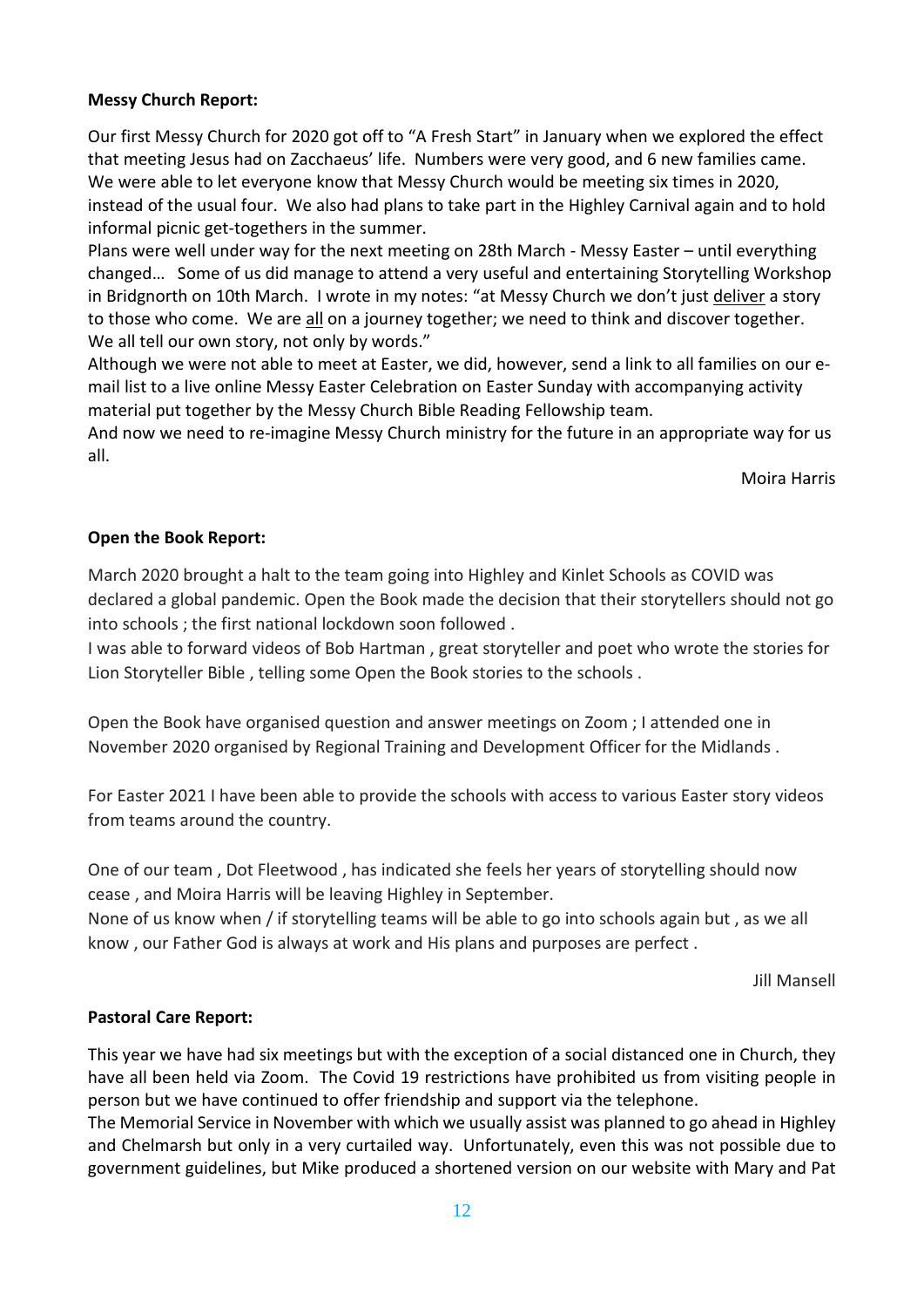**Messy Church Report:**

Our first Messy Church for 2020 got off to "A Fresh Start" in January when we explored the effect that meeting Jesus had on Zacchaeus' life. Numbers were very good, and 6 new families came. We were able to let everyone know that Messy Church would be meeting six times in 2020, instead of the usual four. We also had plans to take part in the Highley Carnival again and to hold informal picnic get-togethers in the summer.

Plans were well under way for the next meeting on 28th March - Messy Easter – until everything changed… Some of us did manage to attend a very useful and entertaining Storytelling Workshop in Bridgnorth on 10th March. I wrote in my notes: "at Messy Church we don't just deliver a story to those who come. We are all on a journey together; we need to think and discover together. We all tell our own story, not only by words."

Although we were not able to meet at Easter, we did, however, send a link to all families on our e-mail list to a live online Messy Easter Celebration on Easter Sunday with accompanying activity material put together by the Messy Church Bible Reading Fellowship team.

And now we need to re-imagine Messy Church ministry for the future in an appropriate way for us all.

Moira Harris

**Open the Book Report:**

March 2020 brought a halt to the team going into Highley and Kinlet Schools as COVID was declared a global pandemic. Open the Book made the decision that their storytellers should not go into schools ; the first national lockdown soon followed .

I was able to forward videos of Bob Hartman , great storyteller and poet who wrote the stories for Lion Storyteller Bible , telling some Open the Book stories to the schools .

Open the Book have organised question and answer meetings on Zoom ; I attended one in November 2020 organised by Regional Training and Development Officer for the Midlands .

For Easter 2021 I have been able to provide the schools with access to various Easter story videos from teams around the country.

One of our team , Dot Fleetwood , has indicated she feels her years of storytelling should now cease , and Moira Harris will be leaving Highley in September.

None of us know when / if storytelling teams will be able to go into schools again but , as we all know , our Father God is always at work and His plans and purposes are perfect .

Jill Mansell

**Pastoral Care Report:**

This year we have had six meetings but with the exception of a social distanced one in Church, they have all been held via Zoom. The Covid 19 restrictions have prohibited us from visiting people in person but we have continued to offer friendship and support via the telephone.

The Memorial Service in November with which we usually assist was planned to go ahead in Highley and Chelmarsh but only in a very curtailed way. Unfortunately, even this was not possible due to government guidelines, but Mike produced a shortened version on our website with Mary and Pat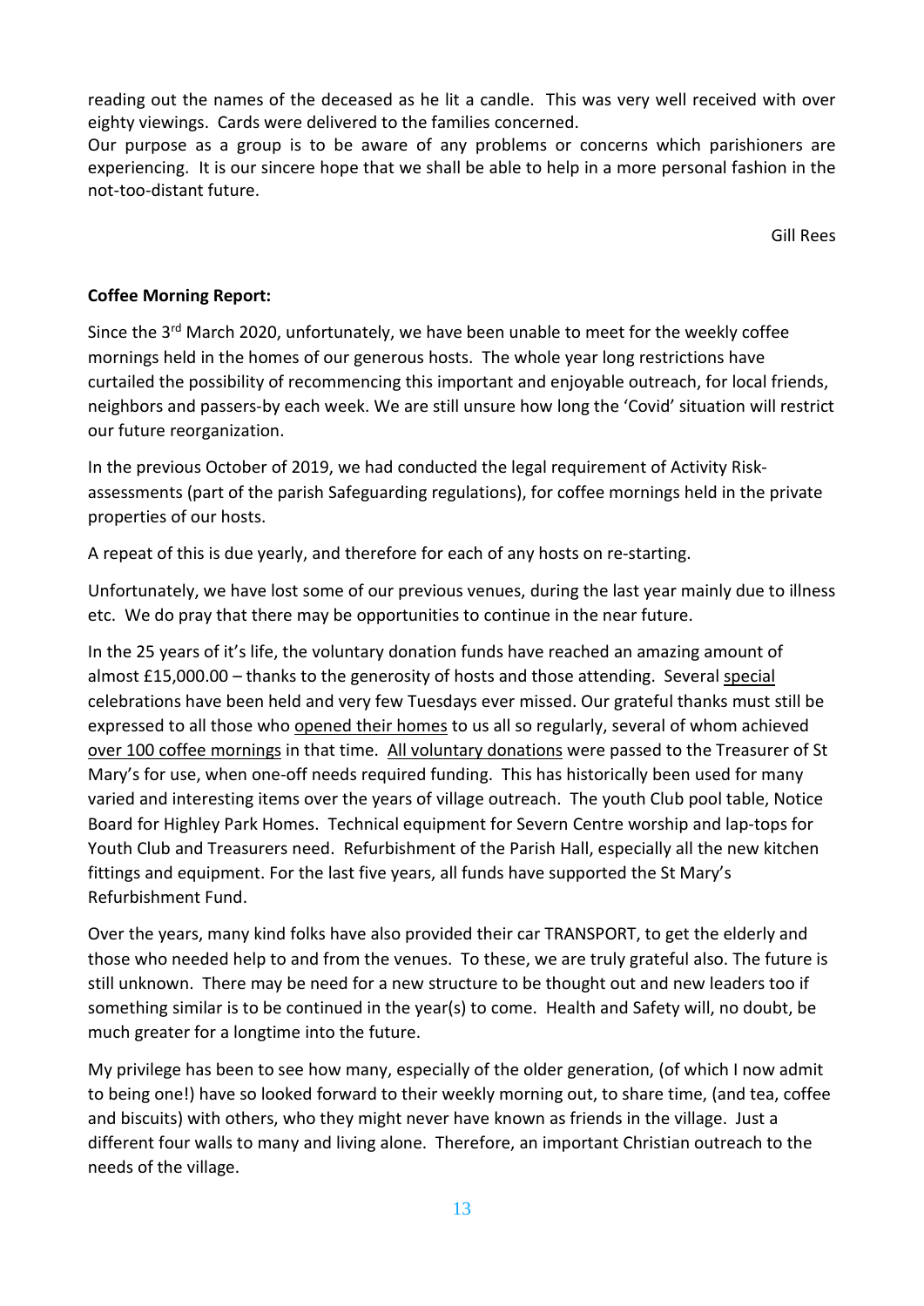reading out the names of the deceased as he lit a candle. This was very well received with over eighty viewings. Cards were delivered to the families concerned.

Our purpose as a group is to be aware of any problems or concerns which parishioners are experiencing. It is our sincere hope that we shall be able to help in a more personal fashion in the not-too-distant future.

Gill Rees

**Coffee Morning Report:**

Since the 3rd March 2020, unfortunately, we have been unable to meet for the weekly coffee mornings held in the homes of our generous hosts. The whole year long restrictions have curtailed the possibility of recommencing this important and enjoyable outreach, for local friends, neighbors and passers-by each week. We are still unsure how long the 'Covid' situation will restrict our future reorganization.

In the previous October of 2019, we had conducted the legal requirement of Activity Risk-assessments (part of the parish Safeguarding regulations), for coffee mornings held in the private properties of our hosts.

A repeat of this is due yearly, and therefore for each of any hosts on re-starting.

Unfortunately, we have lost some of our previous venues, during the last year mainly due to illness etc. We do pray that there may be opportunities to continue in the near future.

In the 25 years of it's life, the voluntary donation funds have reached an amazing amount of almost £15,000.00 – thanks to the generosity of hosts and those attending. Several <u>special</u> celebrations have been held and very few Tuesdays ever missed. Our grateful thanks must still be expressed to all those who <u>opened their homes</u> to us all so regularly, several of whom achieved <u>over 100 coffee mornings</u> in that time. <u>All voluntary donations</u> were passed to the Treasurer of St Mary's for use, when one-off needs required funding. This has historically been used for many varied and interesting items over the years of village outreach. The youth Club pool table, Notice Board for Highley Park Homes. Technical equipment for Severn Centre worship and lap-tops for Youth Club and Treasurers need. Refurbishment of the Parish Hall, especially all the new kitchen fittings and equipment. For the last five years, all funds have supported the St Mary's Refurbishment Fund.

Over the years, many kind folks have also provided their car TRANSPORT, to get the elderly and those who needed help to and from the venues. To these, we are truly grateful also. The future is still unknown. There may be need for a new structure to be thought out and new leaders too if something similar is to be continued in the year(s) to come. Health and Safety will, no doubt, be much greater for a longtime into the future.

My privilege has been to see how many, especially of the older generation, (of which I now admit to being one!) have so looked forward to their weekly morning out, to share time, (and tea, coffee and biscuits) with others, who they might never have known as friends in the village. Just a different four walls to many and living alone. Therefore, an important Christian outreach to the needs of the village.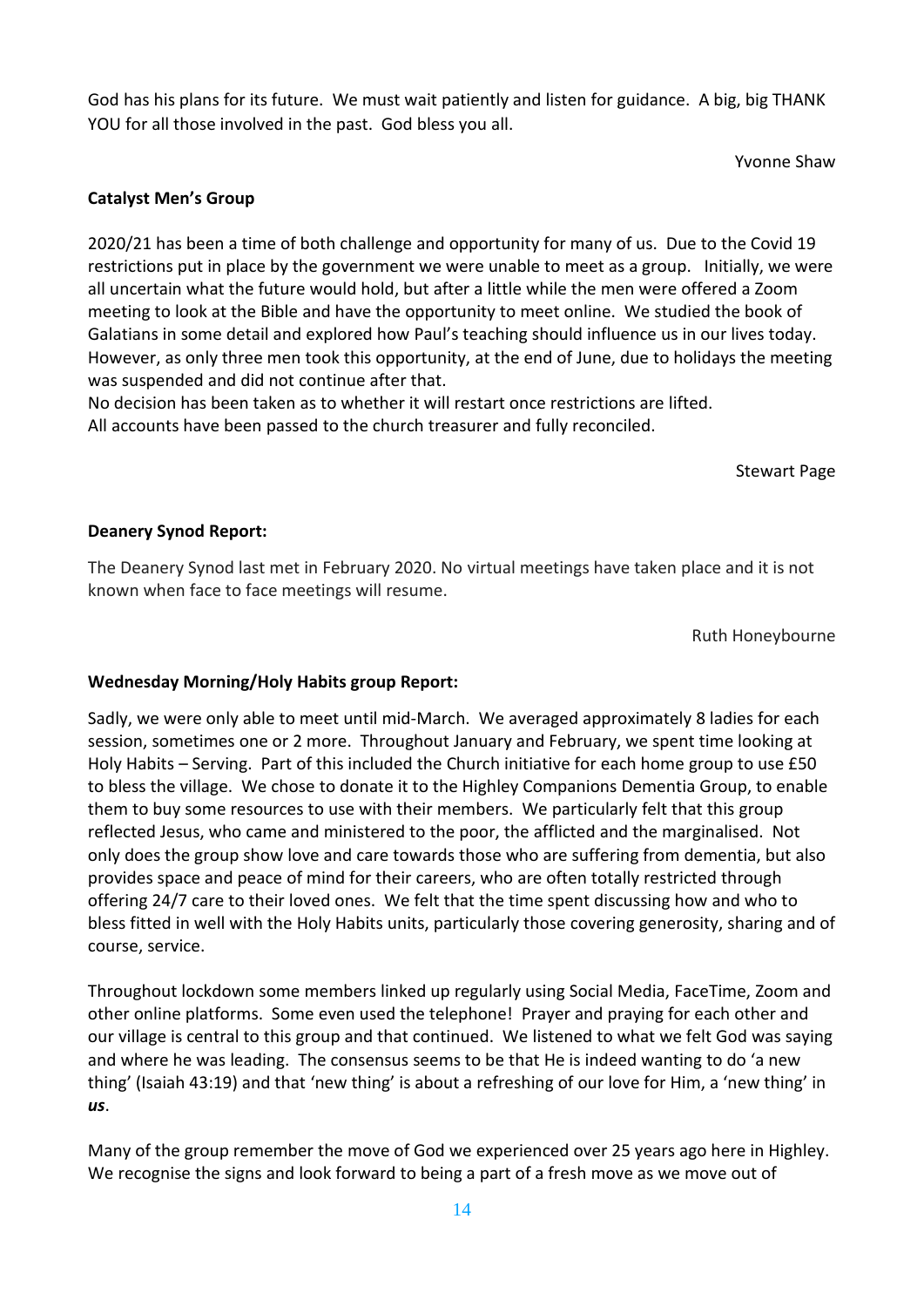God has his plans for its future. We must wait patiently and listen for guidance. A big, big THANK YOU for all those involved in the past. God bless you all.

Yvonne Shaw

**Catalyst Men's Group**

2020/21 has been a time of both challenge and opportunity for many of us. Due to the Covid 19 restrictions put in place by the government we were unable to meet as a group. Initially, we were all uncertain what the future would hold, but after a little while the men were offered a Zoom meeting to look at the Bible and have the opportunity to meet online. We studied the book of Galatians in some detail and explored how Paul's teaching should influence us in our lives today. However, as only three men took this opportunity, at the end of June, due to holidays the meeting was suspended and did not continue after that.
No decision has been taken as to whether it will restart once restrictions are lifted.
All accounts have been passed to the church treasurer and fully reconciled.

Stewart Page

**Deanery Synod Report:**

The Deanery Synod last met in February 2020. No virtual meetings have taken place and it is not known when face to face meetings will resume.

Ruth Honeybourne

**Wednesday Morning/Holy Habits group Report:**

Sadly, we were only able to meet until mid-March. We averaged approximately 8 ladies for each session, sometimes one or 2 more. Throughout January and February, we spent time looking at Holy Habits – Serving. Part of this included the Church initiative for each home group to use £50 to bless the village. We chose to donate it to the Highley Companions Dementia Group, to enable them to buy some resources to use with their members. We particularly felt that this group reflected Jesus, who came and ministered to the poor, the afflicted and the marginalised. Not only does the group show love and care towards those who are suffering from dementia, but also provides space and peace of mind for their careers, who are often totally restricted through offering 24/7 care to their loved ones. We felt that the time spent discussing how and who to bless fitted in well with the Holy Habits units, particularly those covering generosity, sharing and of course, service.

Throughout lockdown some members linked up regularly using Social Media, FaceTime, Zoom and other online platforms. Some even used the telephone! Prayer and praying for each other and our village is central to this group and that continued. We listened to what we felt God was saying and where he was leading. The consensus seems to be that He is indeed wanting to do 'a new thing' (Isaiah 43:19) and that 'new thing' is about a refreshing of our love for Him, a 'new thing' in ***us***.

Many of the group remember the move of God we experienced over 25 years ago here in Highley. We recognise the signs and look forward to being a part of a fresh move as we move out of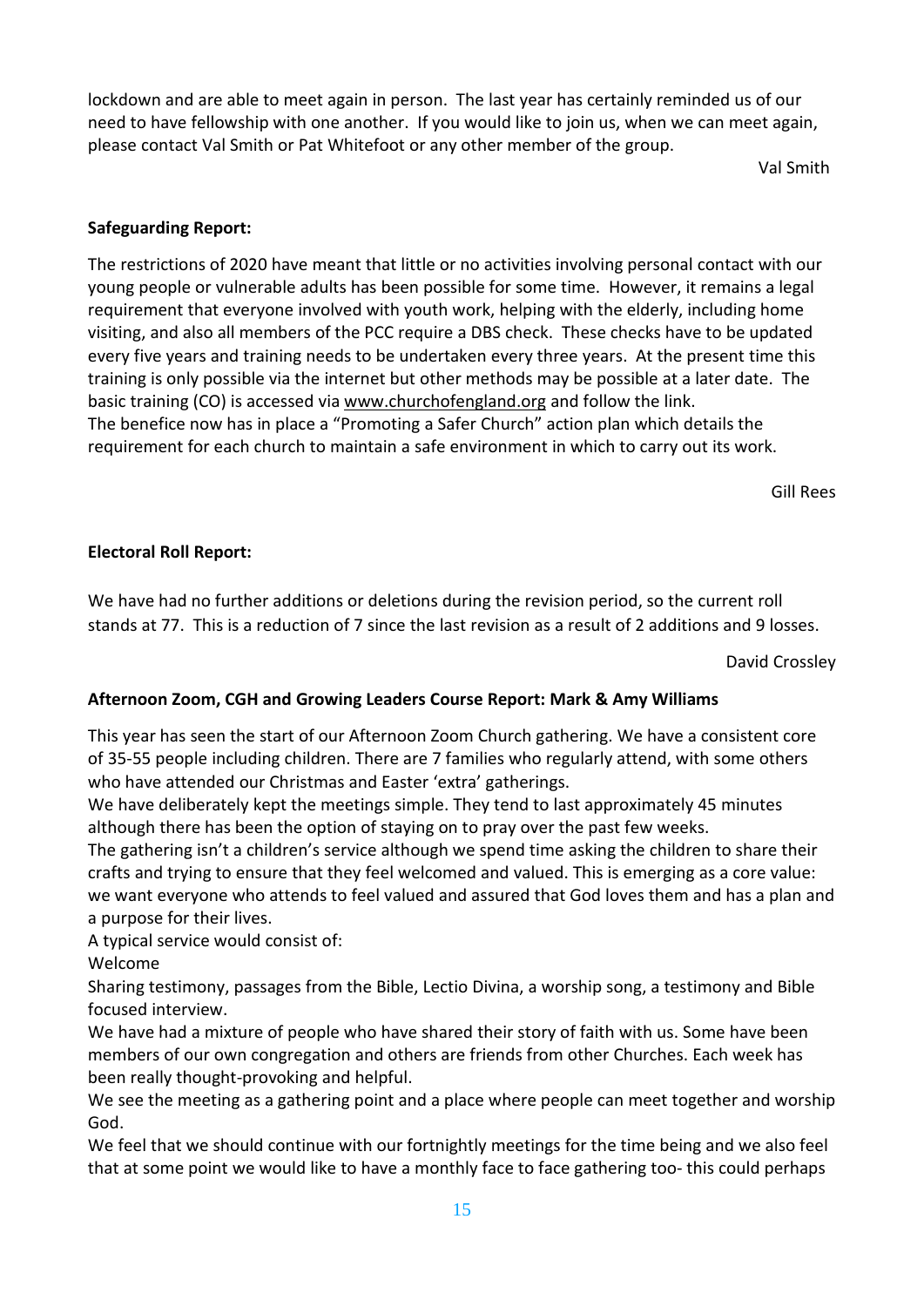lockdown and are able to meet again in person. The last year has certainly reminded us of our need to have fellowship with one another. If you would like to join us, when we can meet again, please contact Val Smith or Pat Whitefoot or any other member of the group.

Val Smith

**Safeguarding Report:**

The restrictions of 2020 have meant that little or no activities involving personal contact with our young people or vulnerable adults has been possible for some time. However, it remains a legal requirement that everyone involved with youth work, helping with the elderly, including home visiting, and also all members of the PCC require a DBS check. These checks have to be updated every five years and training needs to be undertaken every three years. At the present time this training is only possible via the internet but other methods may be possible at a later date. The basic training (CO) is accessed via www.churchofengland.org and follow the link.
The benefice now has in place a "Promoting a Safer Church" action plan which details the requirement for each church to maintain a safe environment in which to carry out its work.

Gill Rees

**Electoral Roll Report:**

We have had no further additions or deletions during the revision period, so the current roll stands at 77. This is a reduction of 7 since the last revision as a result of 2 additions and 9 losses.

David Crossley

**Afternoon Zoom, CGH and Growing Leaders Course Report: Mark & Amy Williams**

This year has seen the start of our Afternoon Zoom Church gathering. We have a consistent core of 35-55 people including children. There are 7 families who regularly attend, with some others who have attended our Christmas and Easter 'extra' gatherings.
We have deliberately kept the meetings simple. They tend to last approximately 45 minutes although there has been the option of staying on to pray over the past few weeks.
The gathering isn't a children's service although we spend time asking the children to share their crafts and trying to ensure that they feel welcomed and valued. This is emerging as a core value: we want everyone who attends to feel valued and assured that God loves them and has a plan and a purpose for their lives.
A typical service would consist of:
Welcome
Sharing testimony, passages from the Bible, Lectio Divina, a worship song, a testimony and Bible focused interview.
We have had a mixture of people who have shared their story of faith with us. Some have been members of our own congregation and others are friends from other Churches. Each week has been really thought-provoking and helpful.
We see the meeting as a gathering point and a place where people can meet together and worship God.
We feel that we should continue with our fortnightly meetings for the time being and we also feel that at some point we would like to have a monthly face to face gathering too- this could perhaps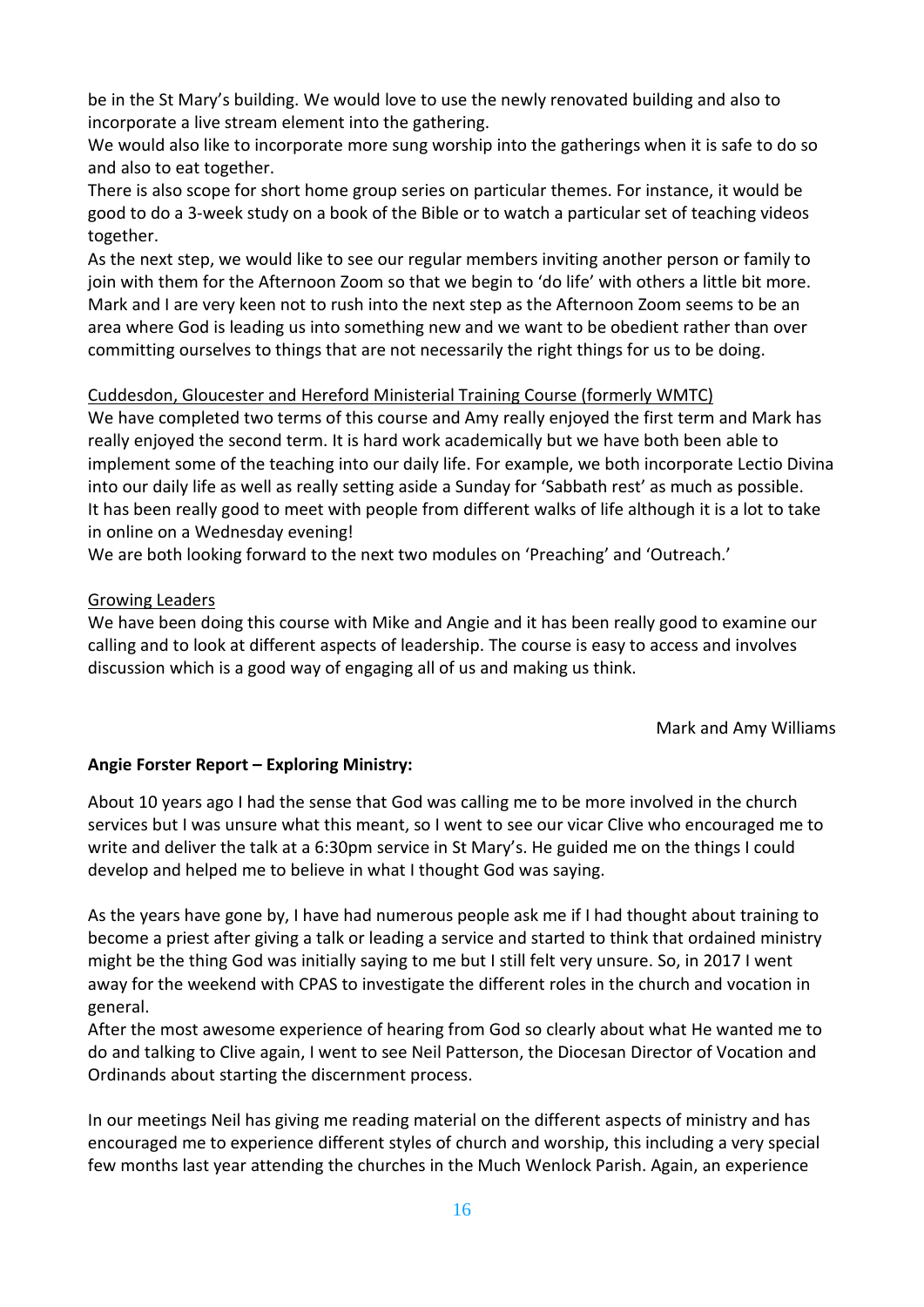be in the St Mary's building. We would love to use the newly renovated building and also to incorporate a live stream element into the gathering.
We would also like to incorporate more sung worship into the gatherings when it is safe to do so and also to eat together.
There is also scope for short home group series on particular themes. For instance, it would be good to do a 3-week study on a book of the Bible or to watch a particular set of teaching videos together.
As the next step, we would like to see our regular members inviting another person or family to join with them for the Afternoon Zoom so that we begin to 'do life' with others a little bit more. Mark and I are very keen not to rush into the next step as the Afternoon Zoom seems to be an area where God is leading us into something new and we want to be obedient rather than over committing ourselves to things that are not necessarily the right things for us to be doing.

<u>Cuddesdon, Gloucester and Hereford Ministerial Training Course (formerly WMTC)</u>
We have completed two terms of this course and Amy really enjoyed the first term and Mark has really enjoyed the second term. It is hard work academically but we have both been able to implement some of the teaching into our daily life. For example, we both incorporate Lectio Divina into our daily life as well as really setting aside a Sunday for 'Sabbath rest' as much as possible. It has been really good to meet with people from different walks of life although it is a lot to take in online on a Wednesday evening!
We are both looking forward to the next two modules on 'Preaching' and 'Outreach.'

<u>Growing Leaders</u>
We have been doing this course with Mike and Angie and it has been really good to examine our calling and to look at different aspects of leadership. The course is easy to access and involves discussion which is a good way of engaging all of us and making us think.

Mark and Amy Williams

**Angie Forster Report – Exploring Ministry:**

About 10 years ago I had the sense that God was calling me to be more involved in the church services but I was unsure what this meant, so I went to see our vicar Clive who encouraged me to write and deliver the talk at a 6:30pm service in St Mary's. He guided me on the things I could develop and helped me to believe in what I thought God was saying.

As the years have gone by, I have had numerous people ask me if I had thought about training to become a priest after giving a talk or leading a service and started to think that ordained ministry might be the thing God was initially saying to me but I still felt very unsure. So, in 2017 I went away for the weekend with CPAS to investigate the different roles in the church and vocation in general.
After the most awesome experience of hearing from God so clearly about what He wanted me to do and talking to Clive again, I went to see Neil Patterson, the Diocesan Director of Vocation and Ordinands about starting the discernment process.

In our meetings Neil has giving me reading material on the different aspects of ministry and has encouraged me to experience different styles of church and worship, this including a very special few months last year attending the churches in the Much Wenlock Parish. Again, an experience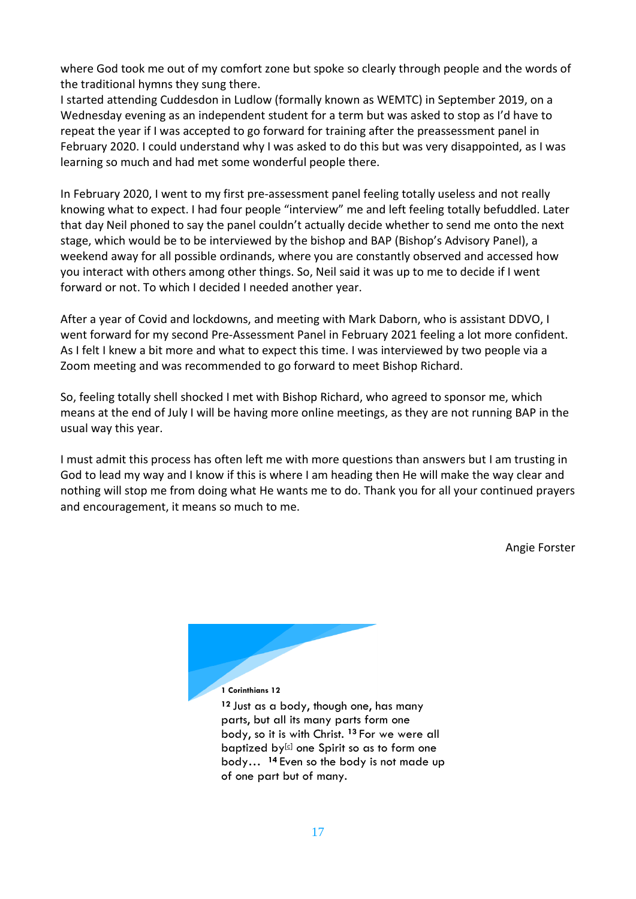where God took me out of my comfort zone but spoke so clearly through people and the words of the traditional hymns they sung there.
I started attending Cuddesdon in Ludlow (formally known as WEMTC) in September 2019, on a Wednesday evening as an independent student for a term but was asked to stop as I'd have to repeat the year if I was accepted to go forward for training after the preassessment panel in February 2020. I could understand why I was asked to do this but was very disappointed, as I was learning so much and had met some wonderful people there.

In February 2020, I went to my first pre-assessment panel feeling totally useless and not really knowing what to expect. I had four people "interview" me and left feeling totally befuddled. Later that day Neil phoned to say the panel couldn't actually decide whether to send me onto the next stage, which would be to be interviewed by the bishop and BAP (Bishop's Advisory Panel), a weekend away for all possible ordinands, where you are constantly observed and accessed how you interact with others among other things. So, Neil said it was up to me to decide if I went forward or not. To which I decided I needed another year.

After a year of Covid and lockdowns, and meeting with Mark Daborn, who is assistant DDVO, I went forward for my second Pre-Assessment Panel in February 2021 feeling a lot more confident. As I felt I knew a bit more and what to expect this time. I was interviewed by two people via a Zoom meeting and was recommended to go forward to meet Bishop Richard.

So, feeling totally shell shocked I met with Bishop Richard, who agreed to sponsor me, which means at the end of July I will be having more online meetings, as they are not running BAP in the usual way this year.

I must admit this process has often left me with more questions than answers but I am trusting in God to lead my way and I know if this is where I am heading then He will make the way clear and nothing will stop me from doing what He wants me to do. Thank you for all your continued prayers and encouragement, it means so much to me.

Angie Forster

**1 Corinthians 12**

12 Just as a body, though one, has many parts, but all its many parts form one body, so it is with Christ. 13 For we were all baptized by[c] one Spirit so as to form one body… 14 Even so the body is not made up of one part but of many.